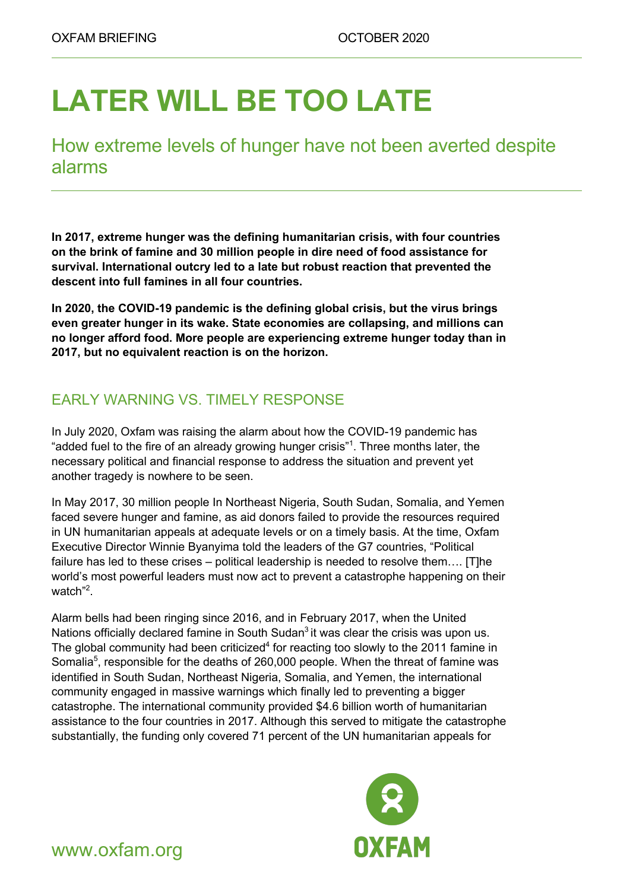# LATER WILL BE TOO LATE

## How extreme levels of hunger have not been averted despite alarms

**In 2017, extreme hunger was the defining humanitarian crisis, with four countries on the brink of famine and 30 million people in dire need of food assistance for survival. International outcry led to a late but robust reaction that prevented the descent into full famines in all four countries.**

**In 2020, the COVID-19 pandemic is the defining global crisis, but the virus brings even greater hunger in its wake. State economies are collapsing, and millions can no longer afford food. More people are experiencing extreme hunger today than in 2017, but no equivalent reaction is on the horizon.**

## EARLY WARNING VS. TIMELY RESPONSE

In July 2020, Oxfam was raising the alarm about how the COVID-19 pandemic has "added fuel to the fire of an already growing hunger crisis"[1]. Three months later, the necessary political and financial response to address the situation and prevent yet another tragedy is nowhere to be seen.

In May 2017, 30 million people In Northeast Nigeria, South Sudan, Somalia, and Yemen faced severe hunger and famine, as aid donors failed to provide the resources required in UN humanitarian appeals at adequate levels or on a timely basis. At the time, Oxfam Executive Director Winnie Byanyima told the leaders of the G7 countries, "Political failure has led to these crises – political leadership is needed to resolve them…. [T]he world's most powerful leaders must now act to prevent a catastrophe happening on their watch"[2].

Alarm bells had been ringing since 2016, and in February 2017, when the United Nations officially declared famine in South Sudan[3] it was clear the crisis was upon us. The global community had been criticized[4] for reacting too slowly to the 2011 famine in Somalia[5], responsible for the deaths of 260,000 people. When the threat of famine was identified in South Sudan, Northeast Nigeria, Somalia, and Yemen, the international community engaged in massive warnings which finally led to preventing a bigger catastrophe. The international community provided $4.6 billion worth of humanitarian assistance to the four countries in 2017. Although this served to mitigate the catastrophe substantially, the funding only covered 71 percent of the UN humanitarian appeals for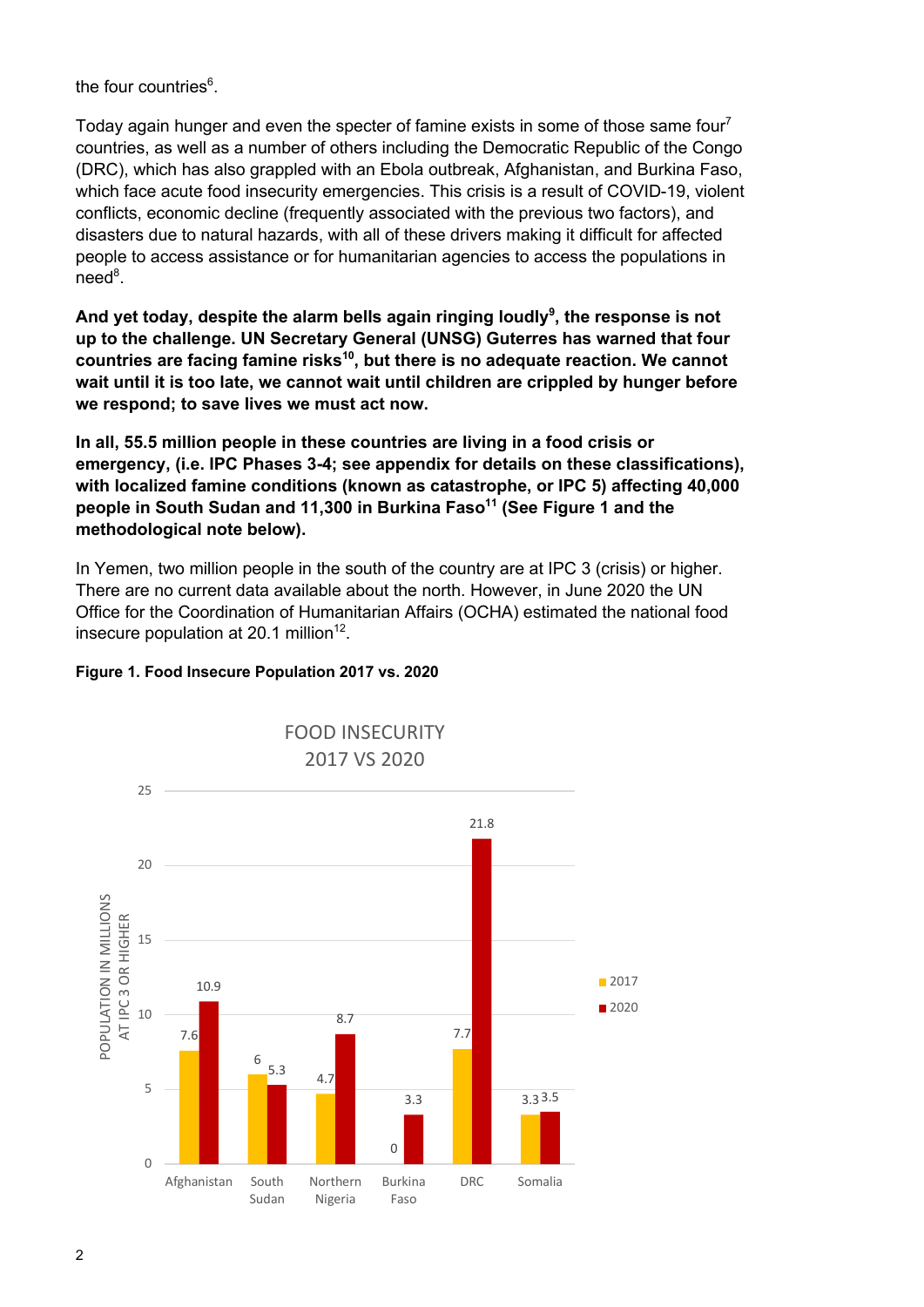the four countries[6].

Today again hunger and even the specter of famine exists in some of those same four[7] countries, as well as a number of others including the Democratic Republic of the Congo (DRC), which has also grappled with an Ebola outbreak, Afghanistan, and Burkina Faso, which face acute food insecurity emergencies. This crisis is a result of COVID-19, violent conflicts, economic decline (frequently associated with the previous two factors), and disasters due to natural hazards, with all of these drivers making it difficult for affected people to access assistance or for humanitarian agencies to access the populations in need[8].

**And yet today, despite the alarm bells again ringing loudly[9], the response is not up to the challenge. UN Secretary General (UNSG) Guterres has warned that four countries are facing famine risks[10], but there is no adequate reaction. We cannot wait until it is too late, we cannot wait until children are crippled by hunger before we respond; to save lives we must act now.**

**In all, 55.5 million people in these countries are living in a food crisis or emergency, (i.e. IPC Phases 3-4; see appendix for details on these classifications), with localized famine conditions (known as catastrophe, or IPC 5) affecting 40,000 people in South Sudan and 11,300 in Burkina Faso[11] (See Figure 1 and the methodological note below).**

In Yemen, two million people in the south of the country are at IPC 3 (crisis) or higher. There are no current data available about the north. However, in June 2020 the UN Office for the Coordination of Humanitarian Affairs (OCHA) estimated the national food insecure population at 20.1 million[12].

**Figure 1. Food Insecure Population 2017 vs. 2020**

FOOD INSECURITY 2017 VS 2020

Population in millions at IPC 3 or higher

| Country | 2017 | 2020 |
| --- | --- | --- |
| Afghanistan | 7.6 | 10.9 |
| South Sudan | 6 | 5.3 |
| Northern Nigeria | 4.7 | 8.7 |
| Burkina Faso | 0 | 3.3 |
| DRC | 7.7 | 21.8 |
| Somalia | 3.3 | 3.5 |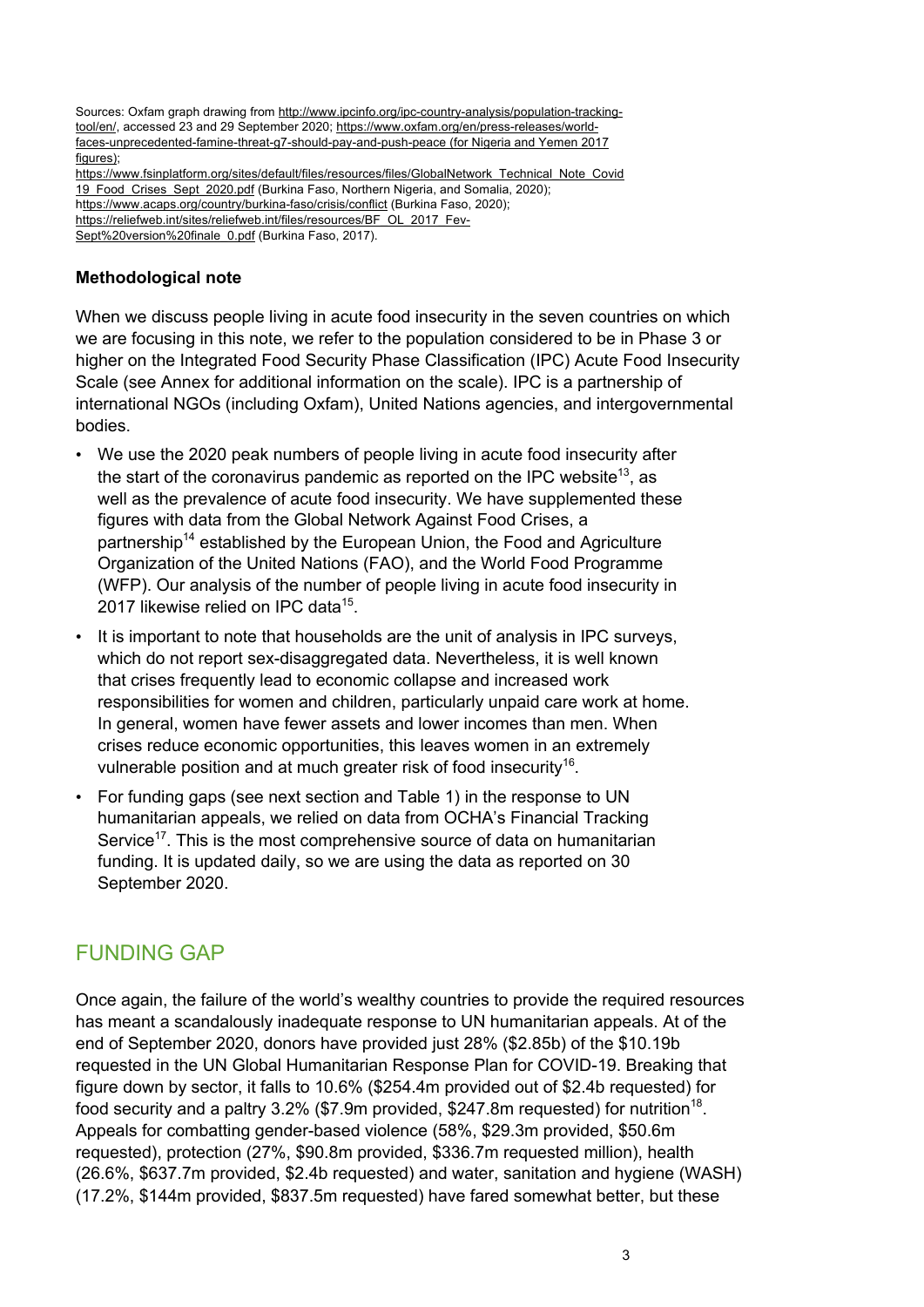Sources: Oxfam graph drawing from http://www.ipcinfo.org/ipc-country-analysis/population-tracking-tool/en/, accessed 23 and 29 September 2020; https://www.oxfam.org/en/press-releases/world-faces-unprecedented-famine-threat-g7-should-pay-and-push-peace (for Nigeria and Yemen 2017 figures); https://www.fsinplatform.org/sites/default/files/resources/files/GlobalNetwork_Technical_Note_Covid19_Food_Crises_Sept_2020.pdf (Burkina Faso, Northern Nigeria, and Somalia, 2020); https://www.acaps.org/country/burkina-faso/crisis/conflict (Burkina Faso, 2020); https://reliefweb.int/sites/reliefweb.int/files/resources/BF_OL_2017_Fev-Sept%20version%20finale_0.pdf (Burkina Faso, 2017).

### Methodological note

When we discuss people living in acute food insecurity in the seven countries on which we are focusing in this note, we refer to the population considered to be in Phase 3 or higher on the Integrated Food Security Phase Classification (IPC) Acute Food Insecurity Scale (see Annex for additional information on the scale). IPC is a partnership of international NGOs (including Oxfam), United Nations agencies, and intergovernmental bodies.

- We use the 2020 peak numbers of people living in acute food insecurity after the start of the coronavirus pandemic as reported on the IPC website[13], as well as the prevalence of acute food insecurity. We have supplemented these figures with data from the Global Network Against Food Crises, a partnership[14] established by the European Union, the Food and Agriculture Organization of the United Nations (FAO), and the World Food Programme (WFP). Our analysis of the number of people living in acute food insecurity in 2017 likewise relied on IPC data[15].
- It is important to note that households are the unit of analysis in IPC surveys, which do not report sex-disaggregated data. Nevertheless, it is well known that crises frequently lead to economic collapse and increased work responsibilities for women and children, particularly unpaid care work at home. In general, women have fewer assets and lower incomes than men. When crises reduce economic opportunities, this leaves women in an extremely vulnerable position and at much greater risk of food insecurity[16].
- For funding gaps (see next section and Table 1) in the response to UN humanitarian appeals, we relied on data from OCHA's Financial Tracking Service[17]. This is the most comprehensive source of data on humanitarian funding. It is updated daily, so we are using the data as reported on 30 September 2020.

## FUNDING GAP

Once again, the failure of the world's wealthy countries to provide the required resources has meant a scandalously inadequate response to UN humanitarian appeals. At of the end of September 2020, donors have provided just 28% ($2.85b) of the $10.19b requested in the UN Global Humanitarian Response Plan for COVID-19. Breaking that figure down by sector, it falls to 10.6% ($254.4m provided out of $2.4b requested) for food security and a paltry 3.2% ($7.9m provided, $247.8m requested) for nutrition[18]. Appeals for combatting gender-based violence (58%, $29.3m provided, $50.6m requested), protection (27%, $90.8m provided, $336.7m requested million), health (26.6%, $637.7m provided, $2.4b requested) and water, sanitation and hygiene (WASH) (17.2%, $144m provided, $837.5m requested) have fared somewhat better, but these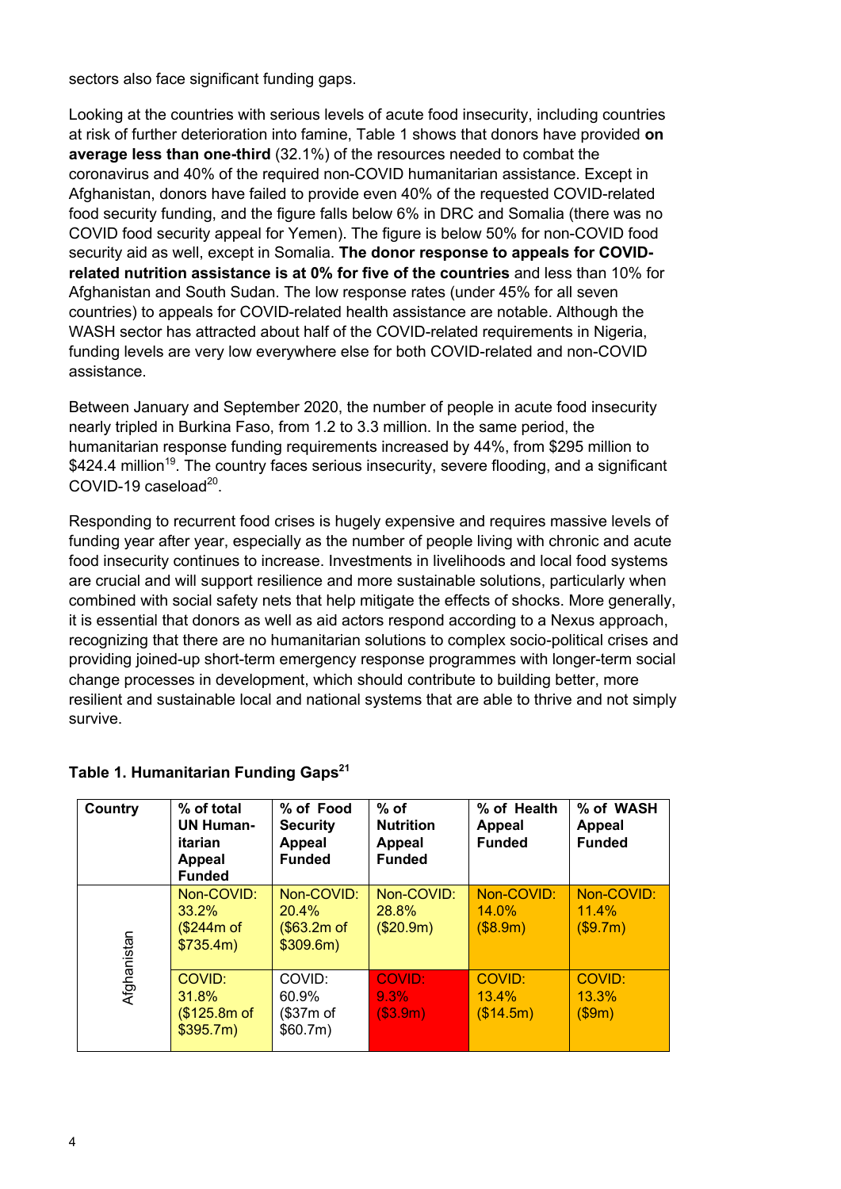sectors also face significant funding gaps.

Looking at the countries with serious levels of acute food insecurity, including countries at risk of further deterioration into famine, Table 1 shows that donors have provided **on average less than one-third** (32.1%) of the resources needed to combat the coronavirus and 40% of the required non-COVID humanitarian assistance. Except in Afghanistan, donors have failed to provide even 40% of the requested COVID-related food security funding, and the figure falls below 6% in DRC and Somalia (there was no COVID food security appeal for Yemen). The figure is below 50% for non-COVID food security aid as well, except in Somalia. **The donor response to appeals for COVID-related nutrition assistance is at 0% for five of the countries** and less than 10% for Afghanistan and South Sudan. The low response rates (under 45% for all seven countries) to appeals for COVID-related health assistance are notable. Although the WASH sector has attracted about half of the COVID-related requirements in Nigeria, funding levels are very low everywhere else for both COVID-related and non-COVID assistance.

Between January and September 2020, the number of people in acute food insecurity nearly tripled in Burkina Faso, from 1.2 to 3.3 million. In the same period, the humanitarian response funding requirements increased by 44%, from $295 million to $424.4 million[19]. The country faces serious insecurity, severe flooding, and a significant COVID-19 caseload[20].

Responding to recurrent food crises is hugely expensive and requires massive levels of funding year after year, especially as the number of people living with chronic and acute food insecurity continues to increase. Investments in livelihoods and local food systems are crucial and will support resilience and more sustainable solutions, particularly when combined with social safety nets that help mitigate the effects of shocks. More generally, it is essential that donors as well as aid actors respond according to a Nexus approach, recognizing that there are no humanitarian solutions to complex socio-political crises and providing joined-up short-term emergency response programmes with longer-term social change processes in development, which should contribute to building better, more resilient and sustainable local and national systems that are able to thrive and not simply survive.

**Table 1. Humanitarian Funding Gaps[21]**

| Country | % of total UN Humanitarian Appeal Funded | % of Food Security Appeal Funded | % of Nutrition Appeal Funded | % of Health Appeal Funded | % of WASH Appeal Funded |
|---|---|---|---|---|---|
| Afghanistan | Non-COVID: 33.2% ($244m of $735.4m) | Non-COVID: 20.4% ($63.2m of $309.6m) | Non-COVID: 28.8% ($20.9m) | Non-COVID: 14.0% ($8.9m) | Non-COVID: 11.4% ($9.7m) |
| | COVID: 31.8% ($125.8m of $395.7m) | COVID: 60.9% ($37m of $60.7m) | COVID: 9.3% ($3.9m) | COVID: 13.4% ($14.5m) | COVID: 13.3% ($9m) |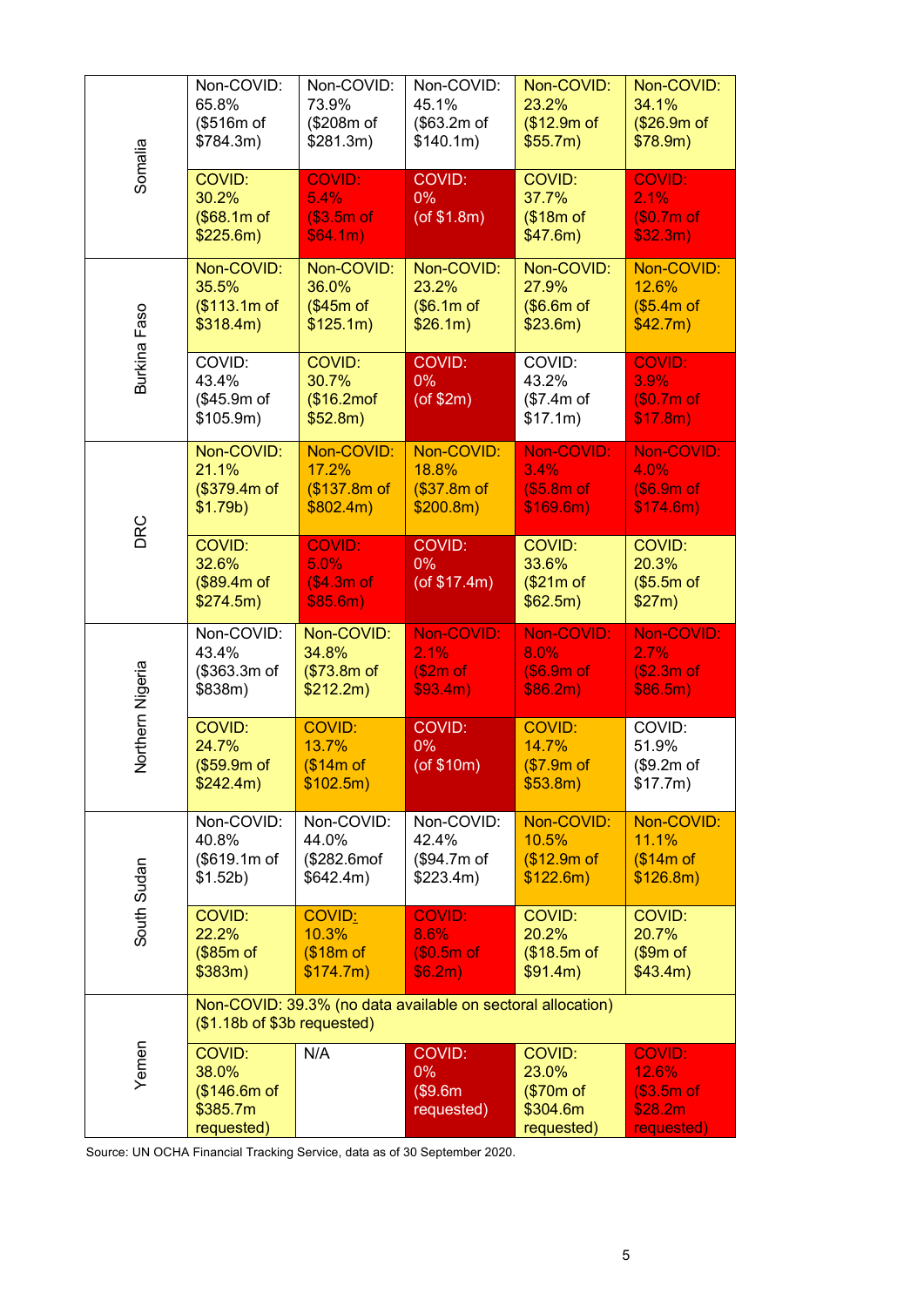| | | | | | |
|---|---|---|---|---|---|
| Somalia | Non-COVID: 65.8% ($516m of $784.3m) | Non-COVID: 73.9% ($208m of $281.3m) | Non-COVID: 45.1% ($63.2m of $140.1m) | Non-COVID: 23.2% ($12.9m of $55.7m) | Non-COVID: 34.1% ($26.9m of $78.9m) |
| | COVID: 30.2% ($68.1m of $225.6m) | COVID: 5.4% ($3.5m of $64.1m) | COVID: 0% (of $1.8m) | COVID: 37.7% ($18m of $47.6m) | COVID: 2.1% ($0.7m of $32.3m) |
| Burkina Faso | Non-COVID: 35.5% ($113.1m of $318.4m) | Non-COVID: 36.0% ($45m of $125.1m) | Non-COVID: 23.2% ($6.1m of $26.1m) | Non-COVID: 27.9% ($6.6m of $23.6m) | Non-COVID: 12.6% ($5.4m of $42.7m) |
| | COVID: 43.4% ($45.9m of $105.9m) | COVID: 30.7% ($16.2mof $52.8m) | COVID: 0% (of $2m) | COVID: 43.2% ($7.4m of $17.1m) | COVID: 3.9% ($0.7m of $17.8m) |
| DRC | Non-COVID: 21.1% ($379.4m of $1.79b) | Non-COVID: 17.2% ($137.8m of $802.4m) | Non-COVID: 18.8% ($37.8m of $200.8m) | Non-COVID: 3.4% ($5.8m of $169.6m) | Non-COVID: 4.0% ($6.9m of $174.6m) |
| | COVID: 32.6% ($89.4m of $274.5m) | COVID: 5.0% ($4.3m of $85.6m) | COVID: 0% (of $17.4m) | COVID: 33.6% ($21m of $62.5m) | COVID: 20.3% ($5.5m of $27m) |
| Northern Nigeria | Non-COVID: 43.4% ($363.3m of $838m) | Non-COVID: 34.8% ($73.8m of $212.2m) | Non-COVID: 2.1% ($2m of $93.4m) | Non-COVID: 8.0% ($6.9m of $86.2m) | Non-COVID: 2.7% ($2.3m of $86.5m) |
| | COVID: 24.7% ($59.9m of $242.4m) | COVID: 13.7% ($14m of $102.5m) | COVID: 0% (of $10m) | COVID: 14.7% ($7.9m of $53.8m) | COVID: 51.9% ($9.2m of $17.7m) |
| South Sudan | Non-COVID: 40.8% ($619.1m of $1.52b) | Non-COVID: 44.0% ($282.6mof $642.4m) | Non-COVID: 42.4% ($94.7m of $223.4m) | Non-COVID: 10.5% ($12.9m of $122.6m) | Non-COVID: 11.1% ($14m of $126.8m) |
| | COVID: 22.2% ($85m of $383m) | COVID: 10.3% ($18m of $174.7m) | COVID: 8.6% ($0.5m of $6.2m) | COVID: 20.2% ($18.5m of $91.4m) | COVID: 20.7% ($9m of $43.4m) |
| Yemen | Non-COVID: 39.3% (no data available on sectoral allocation) ($1.18b of $3b requested) | | | | |
| | COVID: 38.0% ($146.6m of $385.7m requested) | N/A | COVID: 0% ($9.6m requested) | COVID: 23.0% ($70m of $304.6m requested) | COVID: 12.6% ($3.5m of $28.2m requested) |

Source: UN OCHA Financial Tracking Service, data as of 30 September 2020.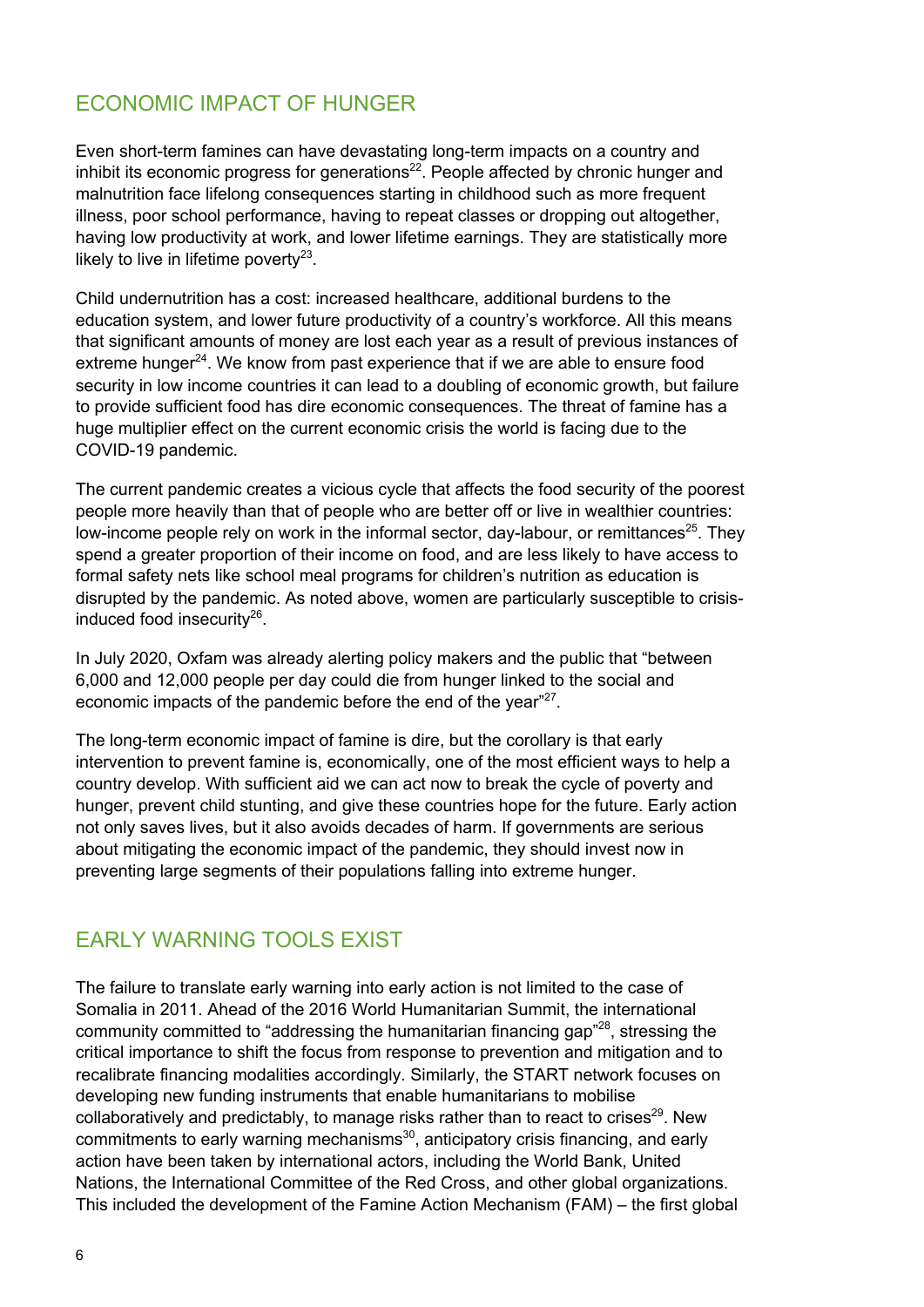## ECONOMIC IMPACT OF HUNGER

Even short-term famines can have devastating long-term impacts on a country and inhibit its economic progress for generations[22]. People affected by chronic hunger and malnutrition face lifelong consequences starting in childhood such as more frequent illness, poor school performance, having to repeat classes or dropping out altogether, having low productivity at work, and lower lifetime earnings. They are statistically more likely to live in lifetime poverty[23].

Child undernutrition has a cost: increased healthcare, additional burdens to the education system, and lower future productivity of a country's workforce. All this means that significant amounts of money are lost each year as a result of previous instances of extreme hunger[24]. We know from past experience that if we are able to ensure food security in low income countries it can lead to a doubling of economic growth, but failure to provide sufficient food has dire economic consequences. The threat of famine has a huge multiplier effect on the current economic crisis the world is facing due to the COVID-19 pandemic.

The current pandemic creates a vicious cycle that affects the food security of the poorest people more heavily than that of people who are better off or live in wealthier countries: low-income people rely on work in the informal sector, day-labour, or remittances[25]. They spend a greater proportion of their income on food, and are less likely to have access to formal safety nets like school meal programs for children's nutrition as education is disrupted by the pandemic. As noted above, women are particularly susceptible to crisis-induced food insecurity[26].

In July 2020, Oxfam was already alerting policy makers and the public that "between 6,000 and 12,000 people per day could die from hunger linked to the social and economic impacts of the pandemic before the end of the year"[27].

The long-term economic impact of famine is dire, but the corollary is that early intervention to prevent famine is, economically, one of the most efficient ways to help a country develop. With sufficient aid we can act now to break the cycle of poverty and hunger, prevent child stunting, and give these countries hope for the future. Early action not only saves lives, but it also avoids decades of harm. If governments are serious about mitigating the economic impact of the pandemic, they should invest now in preventing large segments of their populations falling into extreme hunger.

## EARLY WARNING TOOLS EXIST

The failure to translate early warning into early action is not limited to the case of Somalia in 2011. Ahead of the 2016 World Humanitarian Summit, the international community committed to "addressing the humanitarian financing gap"[28], stressing the critical importance to shift the focus from response to prevention and mitigation and to recalibrate financing modalities accordingly. Similarly, the START network focuses on developing new funding instruments that enable humanitarians to mobilise collaboratively and predictably, to manage risks rather than to react to crises[29]. New commitments to early warning mechanisms[30], anticipatory crisis financing, and early action have been taken by international actors, including the World Bank, United Nations, the International Committee of the Red Cross, and other global organizations. This included the development of the Famine Action Mechanism (FAM) – the first global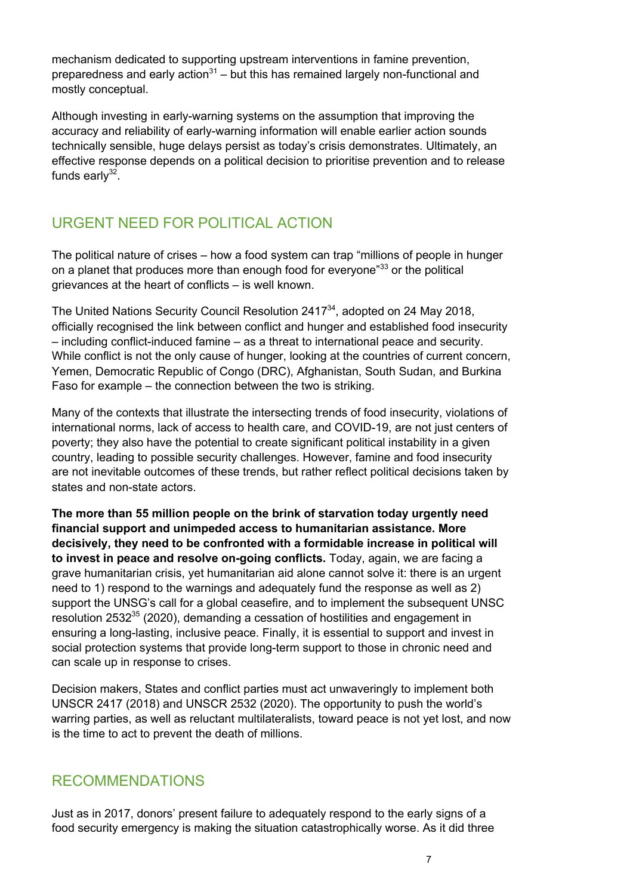mechanism dedicated to supporting upstream interventions in famine prevention, preparedness and early action[31] – but this has remained largely non-functional and mostly conceptual.

Although investing in early-warning systems on the assumption that improving the accuracy and reliability of early-warning information will enable earlier action sounds technically sensible, huge delays persist as today's crisis demonstrates. Ultimately, an effective response depends on a political decision to prioritise prevention and to release funds early[32].

## URGENT NEED FOR POLITICAL ACTION

The political nature of crises – how a food system can trap "millions of people in hunger on a planet that produces more than enough food for everyone"[33] or the political grievances at the heart of conflicts – is well known.

The United Nations Security Council Resolution 2417[34], adopted on 24 May 2018, officially recognised the link between conflict and hunger and established food insecurity – including conflict-induced famine – as a threat to international peace and security. While conflict is not the only cause of hunger, looking at the countries of current concern, Yemen, Democratic Republic of Congo (DRC), Afghanistan, South Sudan, and Burkina Faso for example – the connection between the two is striking.

Many of the contexts that illustrate the intersecting trends of food insecurity, violations of international norms, lack of access to health care, and COVID-19, are not just centers of poverty; they also have the potential to create significant political instability in a given country, leading to possible security challenges. However, famine and food insecurity are not inevitable outcomes of these trends, but rather reflect political decisions taken by states and non-state actors.

**The more than 55 million people on the brink of starvation today urgently need financial support and unimpeded access to humanitarian assistance. More decisively, they need to be confronted with a formidable increase in political will to invest in peace and resolve on-going conflicts.** Today, again, we are facing a grave humanitarian crisis, yet humanitarian aid alone cannot solve it: there is an urgent need to 1) respond to the warnings and adequately fund the response as well as 2) support the UNSG's call for a global ceasefire, and to implement the subsequent UNSC resolution 2532[35] (2020), demanding a cessation of hostilities and engagement in ensuring a long-lasting, inclusive peace. Finally, it is essential to support and invest in social protection systems that provide long-term support to those in chronic need and can scale up in response to crises.

Decision makers, States and conflict parties must act unwaveringly to implement both UNSCR 2417 (2018) and UNSCR 2532 (2020). The opportunity to push the world's warring parties, as well as reluctant multilateralists, toward peace is not yet lost, and now is the time to act to prevent the death of millions.

## RECOMMENDATIONS

Just as in 2017, donors' present failure to adequately respond to the early signs of a food security emergency is making the situation catastrophically worse. As it did three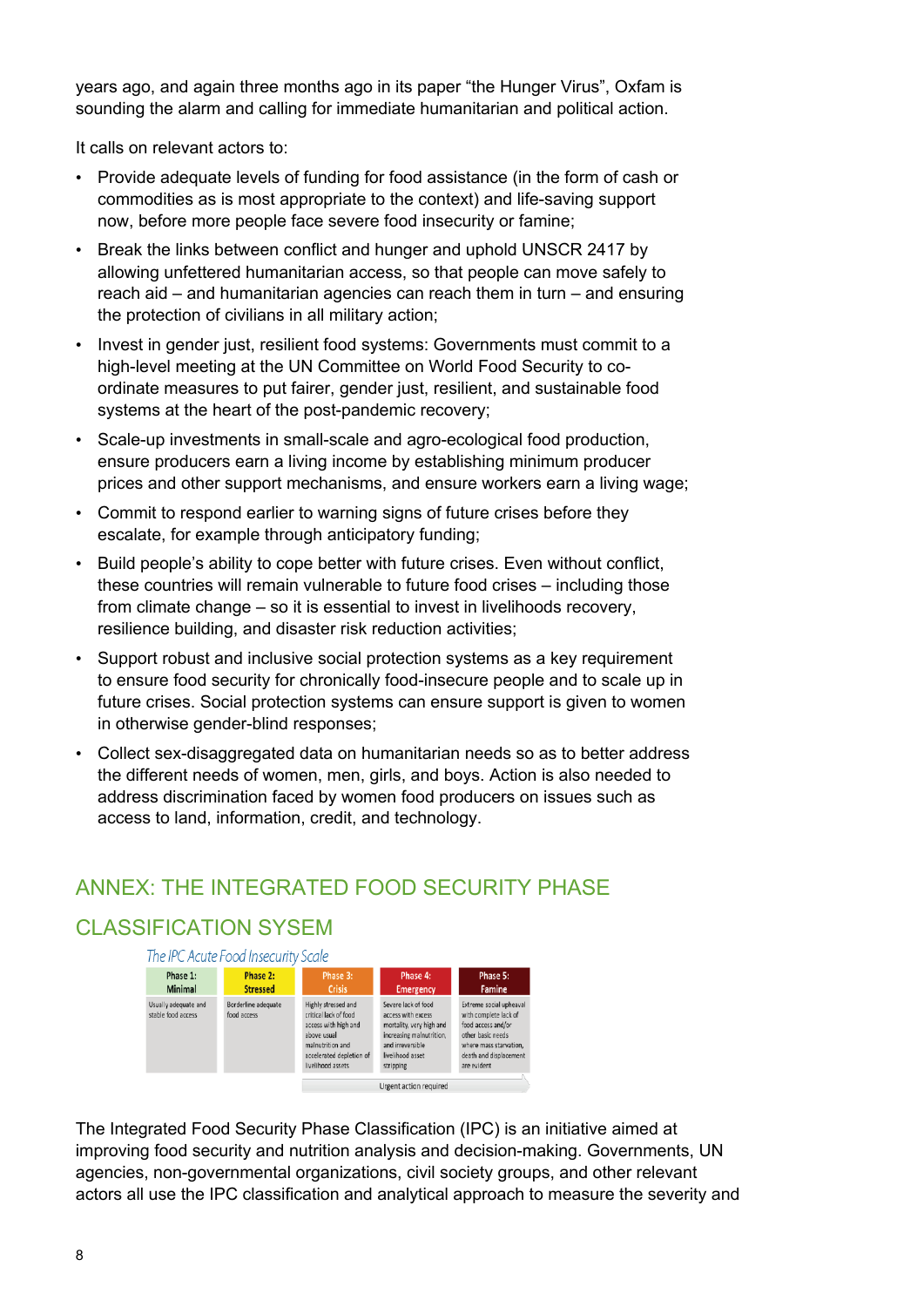years ago, and again three months ago in its paper "the Hunger Virus", Oxfam is sounding the alarm and calling for immediate humanitarian and political action.

It calls on relevant actors to:

- Provide adequate levels of funding for food assistance (in the form of cash or commodities as is most appropriate to the context) and life-saving support now, before more people face severe food insecurity or famine;
- Break the links between conflict and hunger and uphold UNSCR 2417 by allowing unfettered humanitarian access, so that people can move safely to reach aid – and humanitarian agencies can reach them in turn – and ensuring the protection of civilians in all military action;
- Invest in gender just, resilient food systems: Governments must commit to a high-level meeting at the UN Committee on World Food Security to co-ordinate measures to put fairer, gender just, resilient, and sustainable food systems at the heart of the post-pandemic recovery;
- Scale-up investments in small-scale and agro-ecological food production, ensure producers earn a living income by establishing minimum producer prices and other support mechanisms, and ensure workers earn a living wage;
- Commit to respond earlier to warning signs of future crises before they escalate, for example through anticipatory funding;
- Build people's ability to cope better with future crises. Even without conflict, these countries will remain vulnerable to future food crises – including those from climate change – so it is essential to invest in livelihoods recovery, resilience building, and disaster risk reduction activities;
- Support robust and inclusive social protection systems as a key requirement to ensure food security for chronically food-insecure people and to scale up in future crises. Social protection systems can ensure support is given to women in otherwise gender-blind responses;
- Collect sex-disaggregated data on humanitarian needs so as to better address the different needs of women, men, girls, and boys. Action is also needed to address discrimination faced by women food producers on issues such as access to land, information, credit, and technology.

## ANNEX: THE INTEGRATED FOOD SECURITY PHASE CLASSIFICATION SYSEM

*The IPC Acute Food Insecurity Scale*

| Phase 1: Minimal | Phase 2: Stressed | Phase 3: Crisis | Phase 4: Emergency | Phase 5: Famine |
|---|---|---|---|---|
| Usually adequate and stable food access | Borderline adequate food access | Highly stressed and critical lack of food access with high and above usual malnutrition and accelerated depletion of livelihood assets | Severe lack of food access with excess mortality, very high and increasing malnutrition, and irreversible livelihood asset stripping | Extreme social upheaval with complete lack of food access and/or other basic needs where mass starvation, death and displacement are evident |
| | | Urgent action required | | |

The Integrated Food Security Phase Classification (IPC) is an initiative aimed at improving food security and nutrition analysis and decision-making. Governments, UN agencies, non-governmental organizations, civil society groups, and other relevant actors all use the IPC classification and analytical approach to measure the severity and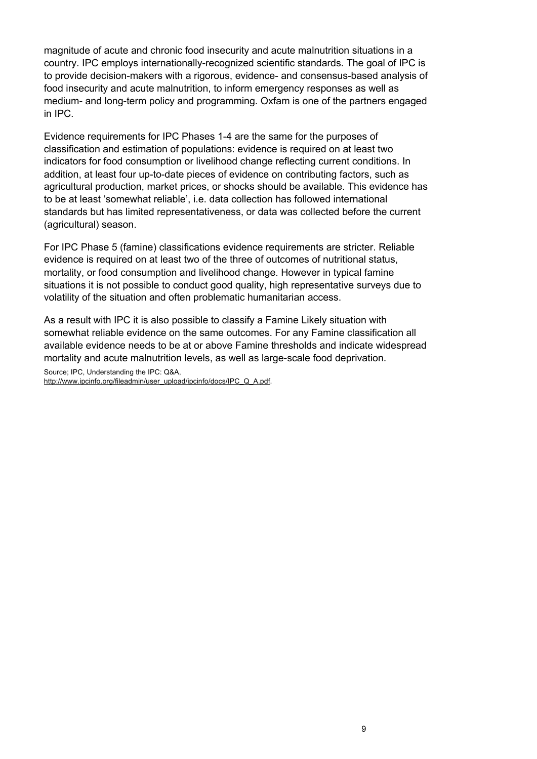magnitude of acute and chronic food insecurity and acute malnutrition situations in a country. IPC employs internationally-recognized scientific standards. The goal of IPC is to provide decision-makers with a rigorous, evidence- and consensus-based analysis of food insecurity and acute malnutrition, to inform emergency responses as well as medium- and long-term policy and programming. Oxfam is one of the partners engaged in IPC.

Evidence requirements for IPC Phases 1-4 are the same for the purposes of classification and estimation of populations: evidence is required on at least two indicators for food consumption or livelihood change reflecting current conditions. In addition, at least four up-to-date pieces of evidence on contributing factors, such as agricultural production, market prices, or shocks should be available. This evidence has to be at least 'somewhat reliable', i.e. data collection has followed international standards but has limited representativeness, or data was collected before the current (agricultural) season.

For IPC Phase 5 (famine) classifications evidence requirements are stricter. Reliable evidence is required on at least two of the three of outcomes of nutritional status, mortality, or food consumption and livelihood change. However in typical famine situations it is not possible to conduct good quality, high representative surveys due to volatility of the situation and often problematic humanitarian access.

As a result with IPC it is also possible to classify a Famine Likely situation with somewhat reliable evidence on the same outcomes. For any Famine classification all available evidence needs to be at or above Famine thresholds and indicate widespread mortality and acute malnutrition levels, as well as large-scale food deprivation.

Source; IPC, Understanding the IPC: Q&A, http://www.ipcinfo.org/fileadmin/user_upload/ipcinfo/docs/IPC_Q_A.pdf.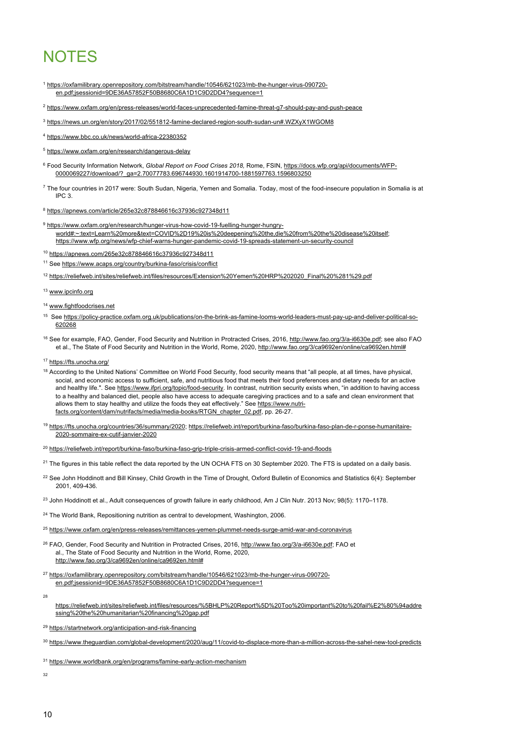# NOTES

[1] https://oxfamilibrary.openrepository.com/bitstream/handle/10546/621023/mb-the-hunger-virus-090720-en.pdf;jsessionid=9DE36A57852F50B8680C6A1D1C9D2DD4?sequence=1

[2] https://www.oxfam.org/en/press-releases/world-faces-unprecedented-famine-threat-g7-should-pay-and-push-peace

[3] https://news.un.org/en/story/2017/02/551812-famine-declared-region-south-sudan-un#.WZXyX1WGOM8

[4] https://www.bbc.co.uk/news/world-africa-22380352

[5] https://www.oxfam.org/en/research/dangerous-delay

[6] Food Security Information Network, *Global Report on Food Crises 2018,* Rome, FSIN, https://docs.wfp.org/api/documents/WFP-0000069227/download/?_ga=2.70077783.696744930.1601914700-1881597763.1596803250

[7] The four countries in 2017 were: South Sudan, Nigeria, Yemen and Somalia. Today, most of the food-insecure population in Somalia is at IPC 3.

[8] https://apnews.com/article/265e32c878846616c37936c927348d11

[9] https://www.oxfam.org/en/research/hunger-virus-how-covid-19-fuelling-hunger-hungry-world#:~:text=Learn%20more&text=COVID%2D19%20is%20deepening%20the,die%20from%20the%20disease%20itself; https://www.wfp.org/news/wfp-chief-warns-hunger-pandemic-covid-19-spreads-statement-un-security-council

[10] https://apnews.com/265e32c878846616c37936c927348d11

[11] See https://www.acaps.org/country/burkina-faso/crisis/conflict

[12] https://reliefweb.int/sites/reliefweb.int/files/resources/Extension%20Yemen%20HRP%202020_Final%20%281%29.pdf

[13] www.ipcinfo.org

[14] www.fightfoodcrises.net

[15] See https://policy-practice.oxfam.org.uk/publications/on-the-brink-as-famine-looms-world-leaders-must-pay-up-and-deliver-political-so-620268

[16] See for example, FAO, Gender, Food Security and Nutrition in Protracted Crises, 2016, http://www.fao.org/3/a-i6630e.pdf; see also FAO et al., The State of Food Security and Nutrition in the World, Rome, 2020, http://www.fao.org/3/ca9692en/online/ca9692en.html#

[17] https://fts.unocha.org/

[18] According to the United Nations' Committee on World Food Security, food security means that "all people, at all times, have physical, social, and economic access to sufficient, safe, and nutritious food that meets their food preferences and dietary needs for an active and healthy life.". See https://www.ifpri.org/topic/food-security. In contrast, nutrition security exists when, "in addition to having access to a healthy and balanced diet, people also have access to adequate caregiving practices and to a safe and clean environment that allows them to stay healthy and utilize the foods they eat effectively." See https://www.nutri-facts.org/content/dam/nutrifacts/media/media-books/RTGN_chapter_02.pdf, pp. 26-27.

[19] https://fts.unocha.org/countries/36/summary/2020; https://reliefweb.int/report/burkina-faso/burkina-faso-plan-de-r-ponse-humanitaire-2020-sommaire-ex-cutif-janvier-2020

[20] https://reliefweb.int/report/burkina-faso/burkina-faso-grip-triple-crisis-armed-conflict-covid-19-and-floods

[21] The figures in this table reflect the data reported by the UN OCHA FTS on 30 September 2020. The FTS is updated on a daily basis.

[22] See John Hoddinott and Bill Kinsey, Child Growth in the Time of Drought, Oxford Bulletin of Economics and Statistics 6(4): September 2001, 409-436.

[23] John Hoddinott et al., Adult consequences of growth failure in early childhood, Am J Clin Nutr. 2013 Nov; 98(5): 1170–1178.

[24] The World Bank, Repositioning nutrition as central to development, Washington, 2006.

[25] https://www.oxfam.org/en/press-releases/remittances-yemen-plummet-needs-surge-amid-war-and-coronavirus

[26] FAO, Gender, Food Security and Nutrition in Protracted Crises, 2016, http://www.fao.org/3/a-i6630e.pdf; FAO et al., The State of Food Security and Nutrition in the World, Rome, 2020, http://www.fao.org/3/ca9692en/online/ca9692en.html#

[27] https://oxfamilibrary.openrepository.com/bitstream/handle/10546/621023/mb-the-hunger-virus-090720-en.pdf;jsessionid=9DE36A57852F50B8680C6A1D1C9D2DD4?sequence=1

[28] https://reliefweb.int/sites/reliefweb.int/files/resources/%5BHLP%20Report%5D%20Too%20important%20to%20fail%E2%80%94addressing%20the%20humanitarian%20financing%20gap.pdf

[29] https://startnetwork.org/anticipation-and-risk-financing

[30] https://www.theguardian.com/global-development/2020/aug/11/covid-to-displace-more-than-a-million-across-the-sahel-new-tool-predicts

[31] https://www.worldbank.org/en/programs/famine-early-action-mechanism

[32]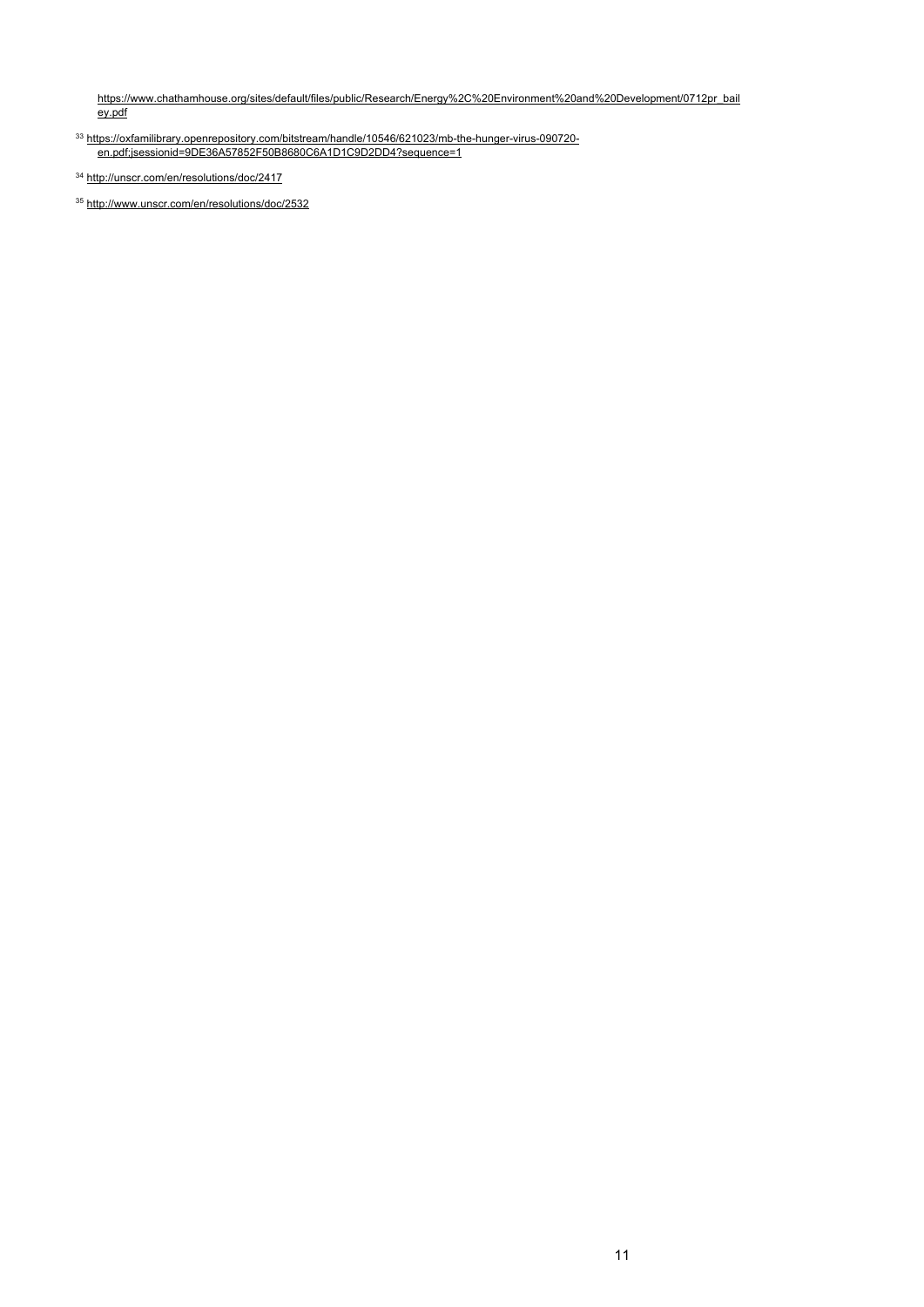https://www.chathamhouse.org/sites/default/files/public/Research/Energy%2C%20Environment%20and%20Development/0712pr_bailey.pdf

[33] https://oxfamilibrary.openrepository.com/bitstream/handle/10546/621023/mb-the-hunger-virus-090720-en.pdf;jsessionid=9DE36A57852F50B8680C6A1D1C9D2DD4?sequence=1

[34] http://unscr.com/en/resolutions/doc/2417

[35] http://www.unscr.com/en/resolutions/doc/2532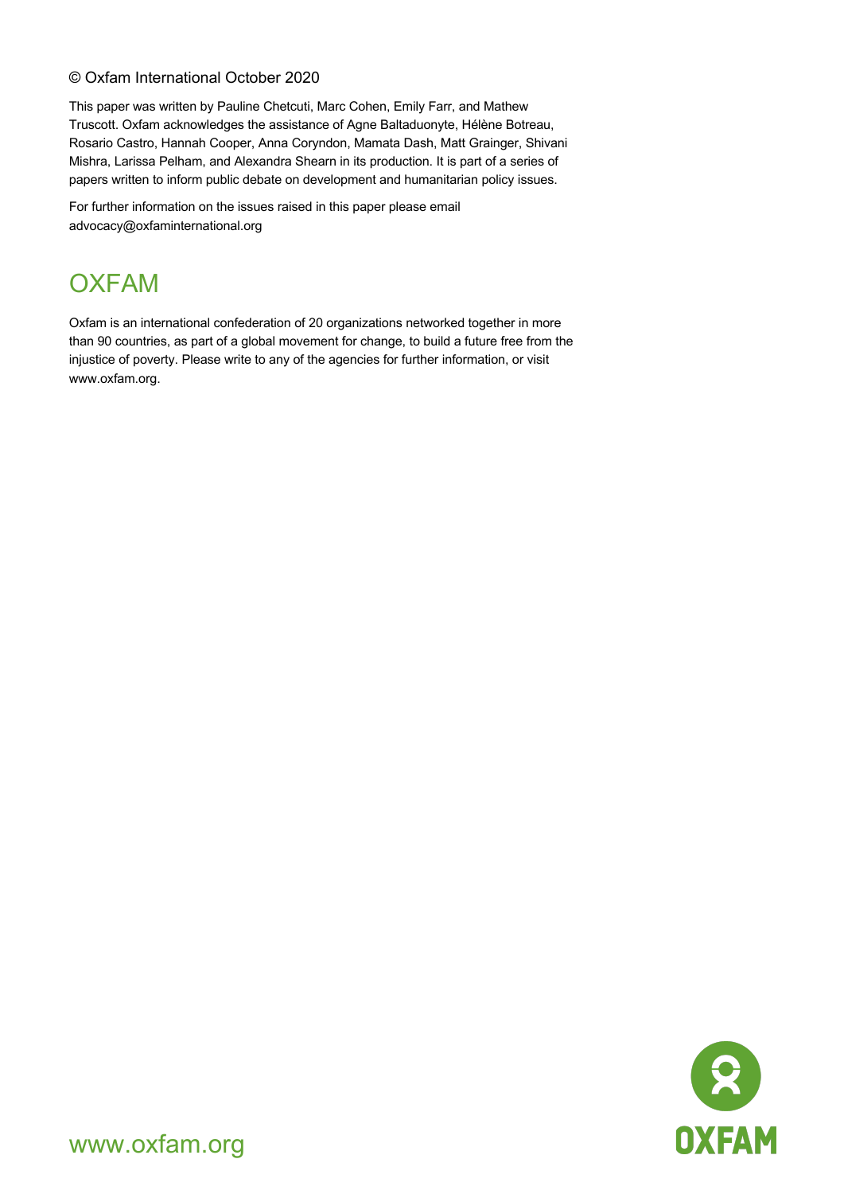© Oxfam International October 2020

This paper was written by Pauline Chetcuti, Marc Cohen, Emily Farr, and Mathew Truscott. Oxfam acknowledges the assistance of Agne Baltaduonyte, Hélène Botreau, Rosario Castro, Hannah Cooper, Anna Coryndon, Mamata Dash, Matt Grainger, Shivani Mishra, Larissa Pelham, and Alexandra Shearn in its production. It is part of a series of papers written to inform public debate on development and humanitarian policy issues.

For further information on the issues raised in this paper please email advocacy@oxfaminternational.org

## OXFAM

Oxfam is an international confederation of 20 organizations networked together in more than 90 countries, as part of a global movement for change, to build a future free from the injustice of poverty. Please write to any of the agencies for further information, or visit www.oxfam.org.

www.oxfam.org